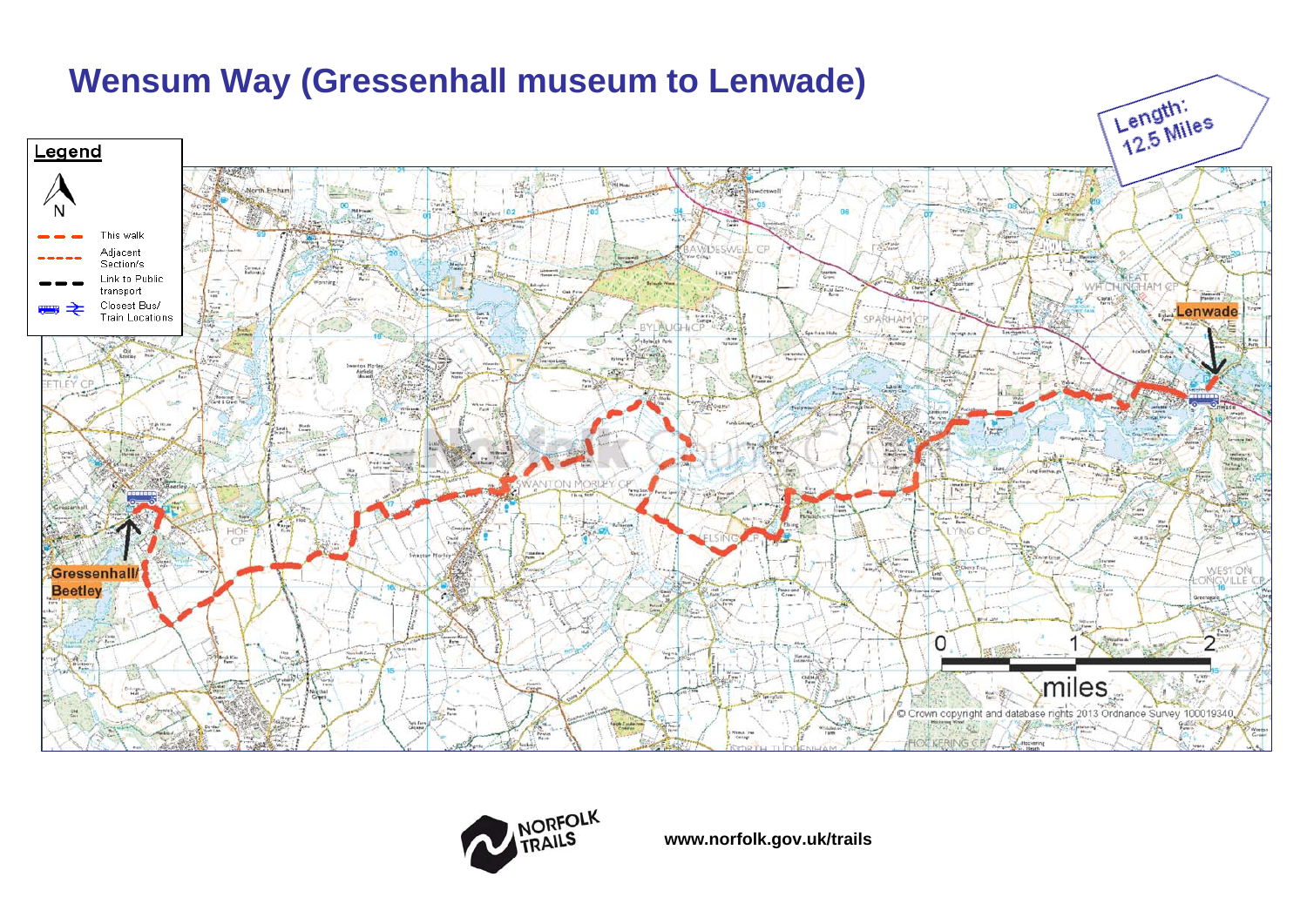# Wensum Way (Gressenhall museum to Lenwade)

Length: 12.5 Miles

**Legend**

- N
- This walk
- Adjacent Section/s
- Link to Public transport
- Closest Bus/ Train Locations

Gressenhall/ Beetley

Lenwade

0 1 2 miles

© Crown copyright and database rights 2013 Ordnance Survey 100019340

NORFOLK TRAILS

www.norfolk.gov.uk/trails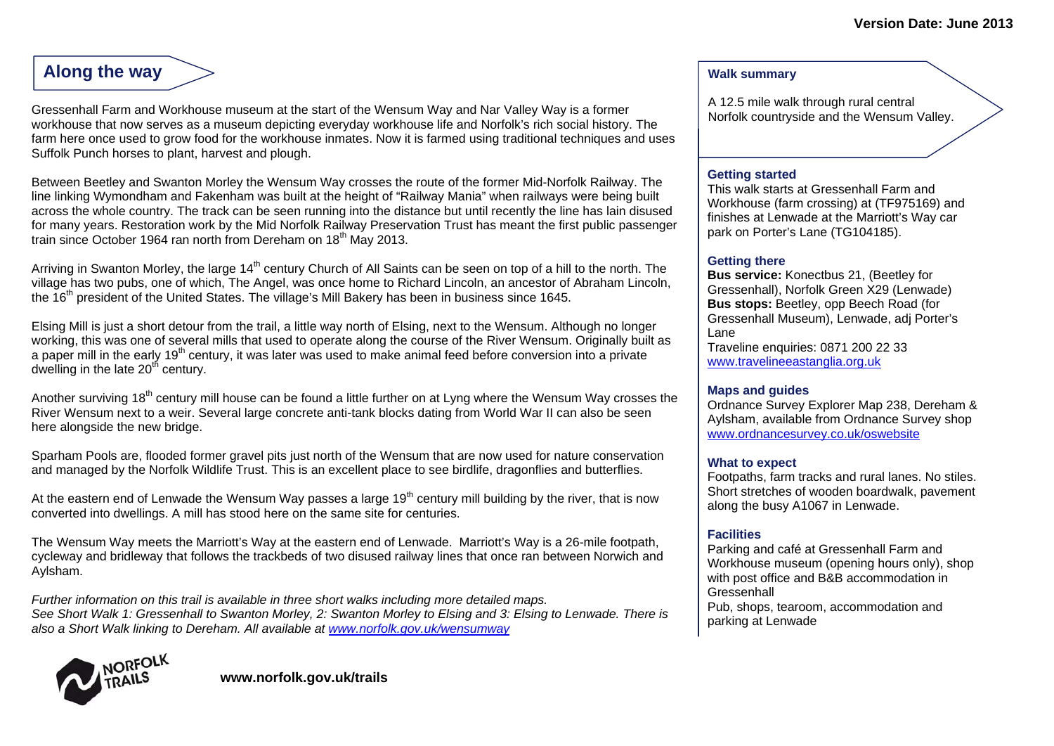## Along the way

Gressenhall Farm and Workhouse museum at the start of the Wensum Way and Nar Valley Way is a former workhouse that now serves as a museum depicting everyday workhouse life and Norfolk's rich social history. The farm here once used to grow food for the workhouse inmates. Now it is farmed using traditional techniques and uses Suffolk Punch horses to plant, harvest and plough.

Between Beetley and Swanton Morley the Wensum Way crosses the route of the former Mid-Norfolk Railway. The line linking Wymondham and Fakenham was built at the height of "Railway Mania" when railways were being built across the whole country. The track can be seen running into the distance but until recently the line has lain disused for many years. Restoration work by the Mid Norfolk Railway Preservation Trust has meant the first public passenger train since October 1964 ran north from Dereham on 18th May 2013.

Arriving in Swanton Morley, the large 14th century Church of All Saints can be seen on top of a hill to the north. The village has two pubs, one of which, The Angel, was once home to Richard Lincoln, an ancestor of Abraham Lincoln, the 16th president of the United States. The village's Mill Bakery has been in business since 1645.

Elsing Mill is just a short detour from the trail, a little way north of Elsing, next to the Wensum. Although no longer working, this was one of several mills that used to operate along the course of the River Wensum. Originally built as a paper mill in the early 19th century, it was later was used to make animal feed before conversion into a private dwelling in the late 20th century.

Another surviving 18th century mill house can be found a little further on at Lyng where the Wensum Way crosses the River Wensum next to a weir. Several large concrete anti-tank blocks dating from World War II can also be seen here alongside the new bridge.

Sparham Pools are, flooded former gravel pits just north of the Wensum that are now used for nature conservation and managed by the Norfolk Wildlife Trust. This is an excellent place to see birdlife, dragonflies and butterflies.

At the eastern end of Lenwade the Wensum Way passes a large 19th century mill building by the river, that is now converted into dwellings. A mill has stood here on the same site for centuries.

The Wensum Way meets the Marriott's Way at the eastern end of Lenwade. Marriott's Way is a 26-mile footpath, cycleway and bridleway that follows the trackbeds of two disused railway lines that once ran between Norwich and Aylsham.

*Further information on this trail is available in three short walks including more detailed maps.*
*See Short Walk 1: Gressenhall to Swanton Morley, 2: Swanton Morley to Elsing and 3: Elsing to Lenwade. There is also a Short Walk linking to Dereham. All available at www.norfolk.gov.uk/wensumway*

NORFOLK TRAILS **www.norfolk.gov.uk/trails**

### Walk summary

A 12.5 mile walk through rural central Norfolk countryside and the Wensum Valley.

### Getting started

This walk starts at Gressenhall Farm and Workhouse (farm crossing) at (TF975169) and finishes at Lenwade at the Marriott's Way car park on Porter's Lane (TG104185).

### Getting there

**Bus service:** Konectbus 21, (Beetley for Gressenhall), Norfolk Green X29 (Lenwade)
**Bus stops:** Beetley, opp Beech Road (for Gressenhall Museum), Lenwade, adj Porter's Lane
Traveline enquiries: 0871 200 22 33
www.travelineeastanglia.org.uk

### Maps and guides

Ordnance Survey Explorer Map 238, Dereham & Aylsham, available from Ordnance Survey shop www.ordnancesurvey.co.uk/oswebsite

### What to expect

Footpaths, farm tracks and rural lanes. No stiles. Short stretches of wooden boardwalk, pavement along the busy A1067 in Lenwade.

### Facilities

Parking and café at Gressenhall Farm and Workhouse museum (opening hours only), shop with post office and B&B accommodation in Gressenhall
Pub, shops, tearoom, accommodation and parking at Lenwade